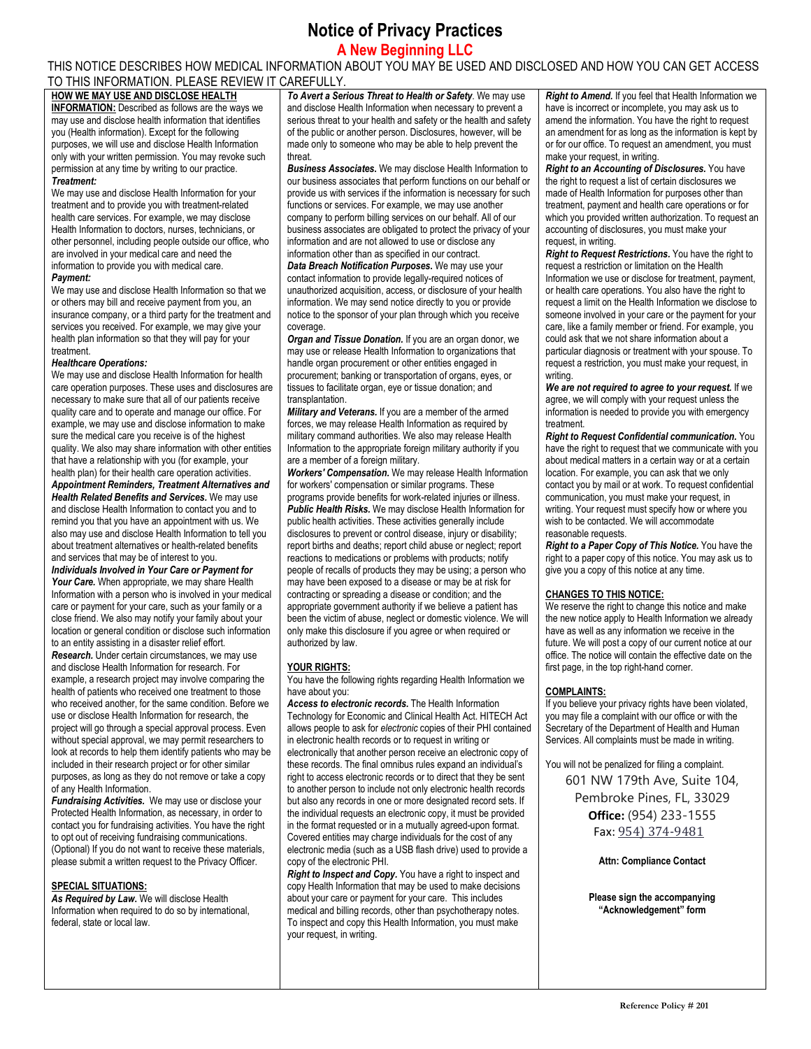# Notice of Privacy Practices

## A New Beginning LLC

THIS NOTICE DESCRIBES HOW MEDICAL INFORMATION ABOUT YOU MAY BE USED AND DISCLOSED AND HOW YOU CAN GET ACCESS TO THIS INFORMATION. PLEASE REVIEW IT CAREFULLY.

**HOW WE MAY USE AND DISCLOSE HEALTH INFORMATION:** Described as follows are the ways we may use and disclose health information that identifies you (Health information). Except for the following purposes, we will use and disclose Health Information only with your written permission. You may revoke such permission at any time by writing to our practice.

***Treatment:***

We may use and disclose Health Information for your treatment and to provide you with treatment-related health care services. For example, we may disclose Health Information to doctors, nurses, technicians, or other personnel, including people outside our office, who are involved in your medical care and need the information to provide you with medical care.

***Payment:***

We may use and disclose Health Information so that we or others may bill and receive payment from you, an insurance company, or a third party for the treatment and services you received. For example, we may give your health plan information so that they will pay for your treatment.

***Healthcare Operations:***

We may use and disclose Health Information for health care operation purposes. These uses and disclosures are necessary to make sure that all of our patients receive quality care and to operate and manage our office. For example, we may use and disclose information to make sure the medical care you receive is of the highest quality. We also may share information with other entities that have a relationship with you (for example, your health plan) for their health care operation activities.

***Appointment Reminders, Treatment Alternatives and Health Related Benefits and Services.*** We may use and disclose Health Information to contact you and to remind you that you have an appointment with us. We also may use and disclose Health Information to tell you about treatment alternatives or health-related benefits and services that may be of interest to you.

***Individuals Involved in Your Care or Payment for Your Care.*** When appropriate, we may share Health Information with a person who is involved in your medical care or payment for your care, such as your family or a close friend. We also may notify your family about your location or general condition or disclose such information to an entity assisting in a disaster relief effort.

***Research.*** Under certain circumstances, we may use and disclose Health Information for research. For example, a research project may involve comparing the health of patients who received one treatment to those who received another, for the same condition. Before we use or disclose Health Information for research, the project will go through a special approval process. Even without special approval, we may permit researchers to look at records to help them identify patients who may be included in their research project or for other similar purposes, as long as they do not remove or take a copy of any Health Information.

***Fundraising Activities.*** We may use or disclose your Protected Health Information, as necessary, in order to contact you for fundraising activities. You have the right to opt out of receiving fundraising communications. (Optional) If you do not want to receive these materials, please submit a written request to the Privacy Officer.

**SPECIAL SITUATIONS:**

***As Required by Law.*** We will disclose Health Information when required to do so by international, federal, state or local law.

***To Avert a Serious Threat to Health or Safety***. We may use and disclose Health Information when necessary to prevent a serious threat to your health and safety or the health and safety of the public or another person. Disclosures, however, will be made only to someone who may be able to help prevent the threat.

***Business Associates.*** We may disclose Health Information to our business associates that perform functions on our behalf or provide us with services if the information is necessary for such functions or services. For example, we may use another company to perform billing services on our behalf. All of our business associates are obligated to protect the privacy of your information and are not allowed to use or disclose any information other than as specified in our contract.

***Data Breach Notification Purposes.*** We may use your contact information to provide legally-required notices of unauthorized acquisition, access, or disclosure of your health information. We may send notice directly to you or provide notice to the sponsor of your plan through which you receive coverage.

***Organ and Tissue Donation.*** If you are an organ donor, we may use or release Health Information to organizations that handle organ procurement or other entities engaged in procurement; banking or transportation of organs, eyes, or tissues to facilitate organ, eye or tissue donation; and transplantation.

***Military and Veterans.*** If you are a member of the armed forces, we may release Health Information as required by military command authorities. We also may release Health Information to the appropriate foreign military authority if you are a member of a foreign military.

***Workers' Compensation.*** We may release Health Information for workers' compensation or similar programs. These programs provide benefits for work-related injuries or illness.

***Public Health Risks.*** We may disclose Health Information for public health activities. These activities generally include disclosures to prevent or control disease, injury or disability; report births and deaths; report child abuse or neglect; report reactions to medications or problems with products; notify people of recalls of products they may be using; a person who may have been exposed to a disease or may be at risk for contracting or spreading a disease or condition; and the appropriate government authority if we believe a patient has been the victim of abuse, neglect or domestic violence. We will only make this disclosure if you agree or when required or authorized by law.

**YOUR RIGHTS:**

You have the following rights regarding Health Information we have about you:

***Access to electronic records.*** The Health Information Technology for Economic and Clinical Health Act. HITECH Act allows people to ask for *electronic* copies of their PHI contained in electronic health records or to request in writing or electronically that another person receive an electronic copy of these records. The final omnibus rules expand an individual's right to access electronic records or to direct that they be sent to another person to include not only electronic health records but also any records in one or more designated record sets. If the individual requests an electronic copy, it must be provided in the format requested or in a mutually agreed-upon format. Covered entities may charge individuals for the cost of any electronic media (such as a USB flash drive) used to provide a copy of the electronic PHI.

***Right to Inspect and Copy.*** You have a right to inspect and copy Health Information that may be used to make decisions about your care or payment for your care. This includes medical and billing records, other than psychotherapy notes. To inspect and copy this Health Information, you must make your request, in writing.

***Right to Amend.*** If you feel that Health Information we have is incorrect or incomplete, you may ask us to amend the information. You have the right to request an amendment for as long as the information is kept by or for our office. To request an amendment, you must make your request, in writing.

***Right to an Accounting of Disclosures.*** You have the right to request a list of certain disclosures we made of Health Information for purposes other than treatment, payment and health care operations or for which you provided written authorization. To request an accounting of disclosures, you must make your request, in writing.

***Right to Request Restrictions.*** You have the right to request a restriction or limitation on the Health Information we use or disclose for treatment, payment, or health care operations. You also have the right to request a limit on the Health Information we disclose to someone involved in your care or the payment for your care, like a family member or friend. For example, you could ask that we not share information about a particular diagnosis or treatment with your spouse. To request a restriction, you must make your request, in writing.

***We are not required to agree to your request.*** If we agree, we will comply with your request unless the information is needed to provide you with emergency treatment.

***Right to Request Confidential communication.*** You have the right to request that we communicate with you about medical matters in a certain way or at a certain location. For example, you can ask that we only contact you by mail or at work. To request confidential communication, you must make your request, in writing. Your request must specify how or where you wish to be contacted. We will accommodate reasonable requests.

***Right to a Paper Copy of This Notice.*** You have the right to a paper copy of this notice. You may ask us to give you a copy of this notice at any time.

**CHANGES TO THIS NOTICE:**

We reserve the right to change this notice and make the new notice apply to Health Information we already have as well as any information we receive in the future. We will post a copy of our current notice at our office. The notice will contain the effective date on the first page, in the top right-hand corner.

**COMPLAINTS:**

If you believe your privacy rights have been violated, you may file a complaint with our office or with the Secretary of the Department of Health and Human Services. All complaints must be made in writing.

You will not be penalized for filing a complaint.

601 NW 179th Ave, Suite 104,
Pembroke Pines, FL, 33029
**Office:** (954) 233-1555
Fax: 954) 374-9481

**Attn: Compliance Contact**

**Please sign the accompanying "Acknowledgement" form**

Reference Policy # 201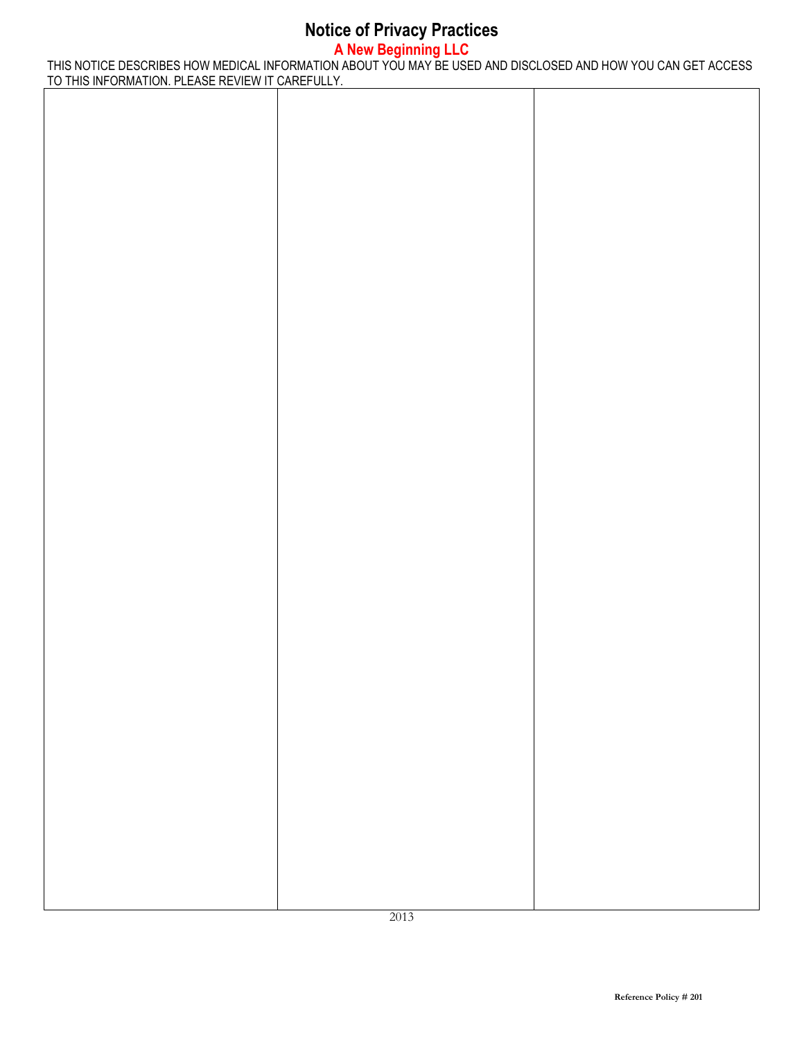# Notice of Privacy Practices

**A New Beginning LLC**

THIS NOTICE DESCRIBES HOW MEDICAL INFORMATION ABOUT YOU MAY BE USED AND DISCLOSED AND HOW YOU CAN GET ACCESS TO THIS INFORMATION. PLEASE REVIEW IT CAREFULLY.

2013

**Reference Policy # 201**